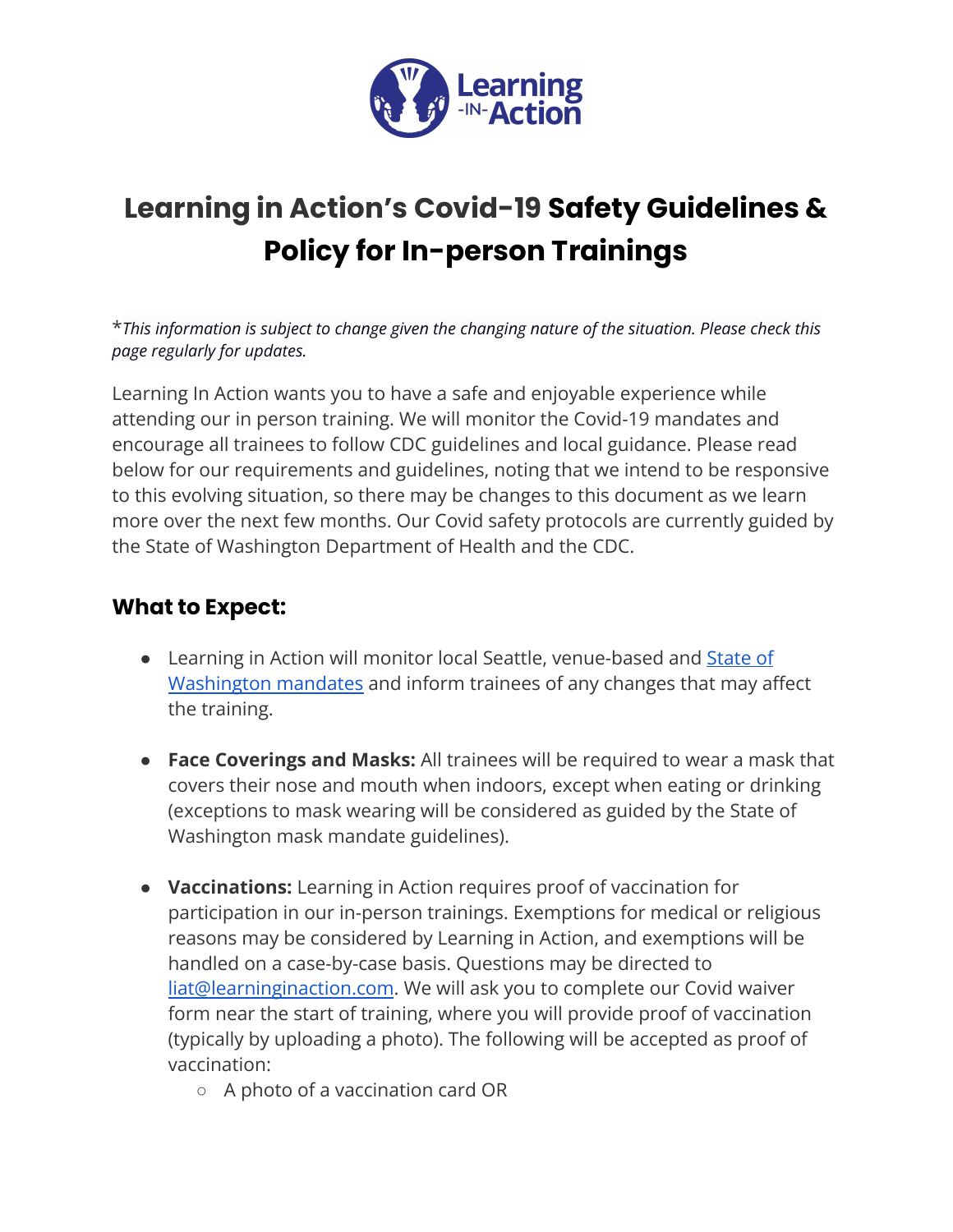# Learning in Action's Covid-19 Safety Guidelines & Policy for In-person Trainings

**This information is subject to change given the changing nature of the situation. Please check this page regularly for updates.*

Learning In Action wants you to have a safe and enjoyable experience while attending our in person training. We will monitor the Covid-19 mandates and encourage all trainees to follow CDC guidelines and local guidance. Please read below for our requirements and guidelines, noting that we intend to be responsive to this evolving situation, so there may be changes to this document as we learn more over the next few months. Our Covid safety protocols are currently guided by the State of Washington Department of Health and the CDC.

## What to Expect:

- Learning in Action will monitor local Seattle, venue-based and State of Washington mandates and inform trainees of any changes that may affect the training.
- **Face Coverings and Masks:** All trainees will be required to wear a mask that covers their nose and mouth when indoors, except when eating or drinking (exceptions to mask wearing will be considered as guided by the State of Washington mask mandate guidelines).
- **Vaccinations:** Learning in Action requires proof of vaccination for participation in our in-person trainings. Exemptions for medical or religious reasons may be considered by Learning in Action, and exemptions will be handled on a case-by-case basis. Questions may be directed to liat@learninginaction.com. We will ask you to complete our Covid waiver form near the start of training, where you will provide proof of vaccination (typically by uploading a photo). The following will be accepted as proof of vaccination:
  - A photo of a vaccination card OR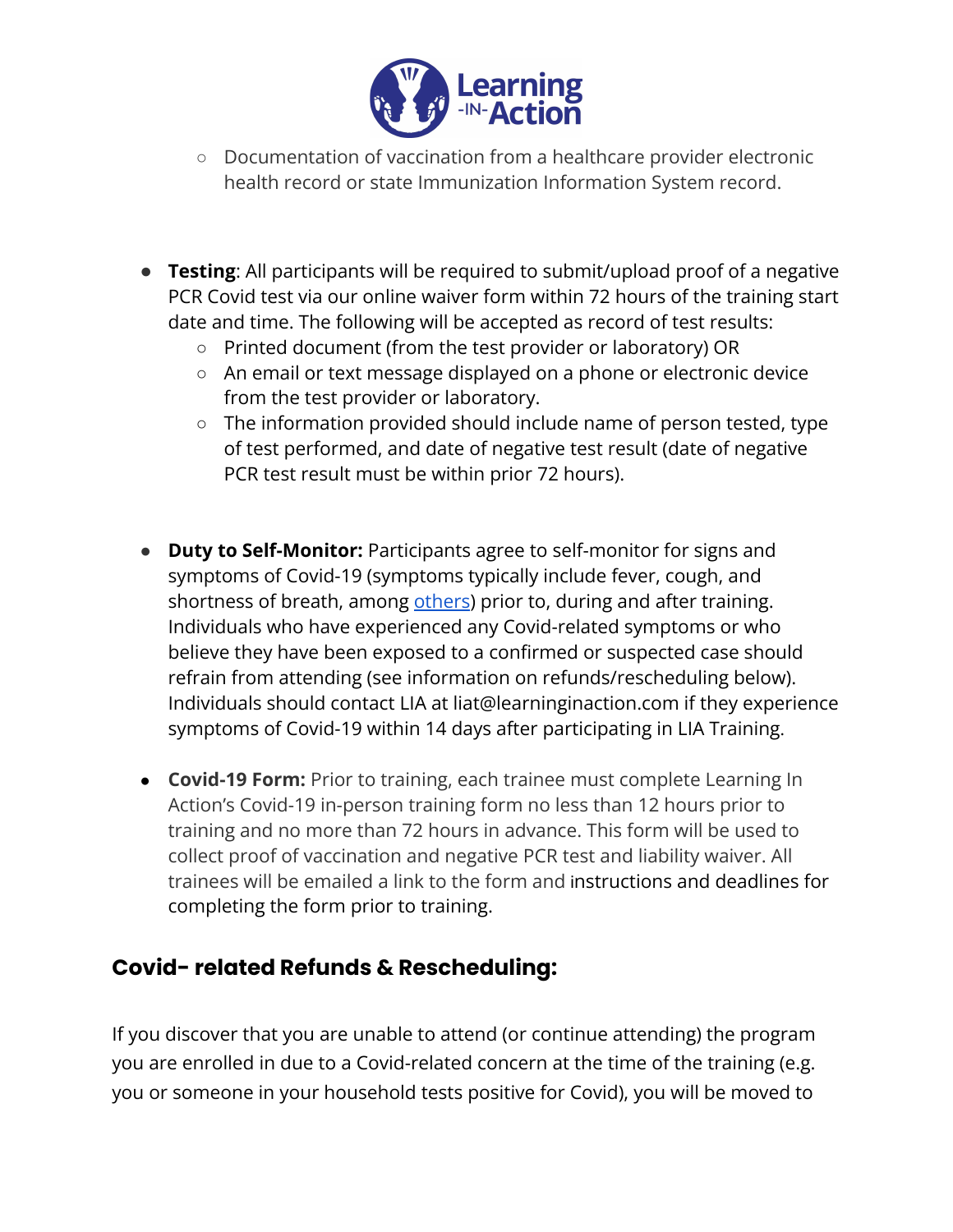- Documentation of vaccination from a healthcare provider electronic health record or state Immunization Information System record.

- **Testing**: All participants will be required to submit/upload proof of a negative PCR Covid test via our online waiver form within 72 hours of the training start date and time. The following will be accepted as record of test results:
    - Printed document (from the test provider or laboratory) OR
    - An email or text message displayed on a phone or electronic device from the test provider or laboratory.
    - The information provided should include name of person tested, type of test performed, and date of negative test result (date of negative PCR test result must be within prior 72 hours).

- **Duty to Self-Monitor:** Participants agree to self-monitor for signs and symptoms of Covid-19 (symptoms typically include fever, cough, and shortness of breath, among others) prior to, during and after training. Individuals who have experienced any Covid-related symptoms or who believe they have been exposed to a confirmed or suspected case should refrain from attending (see information on refunds/rescheduling below). Individuals should contact LIA at liat@learninginaction.com if they experience symptoms of Covid-19 within 14 days after participating in LIA Training.

- **Covid-19 Form:** Prior to training, each trainee must complete Learning In Action's Covid-19 in-person training form no less than 12 hours prior to training and no more than 72 hours in advance. This form will be used to collect proof of vaccination and negative PCR test and liability waiver. All trainees will be emailed a link to the form and instructions and deadlines for completing the form prior to training.

## Covid- related Refunds & Rescheduling:

If you discover that you are unable to attend (or continue attending) the program you are enrolled in due to a Covid-related concern at the time of the training (e.g. you or someone in your household tests positive for Covid), you will be moved to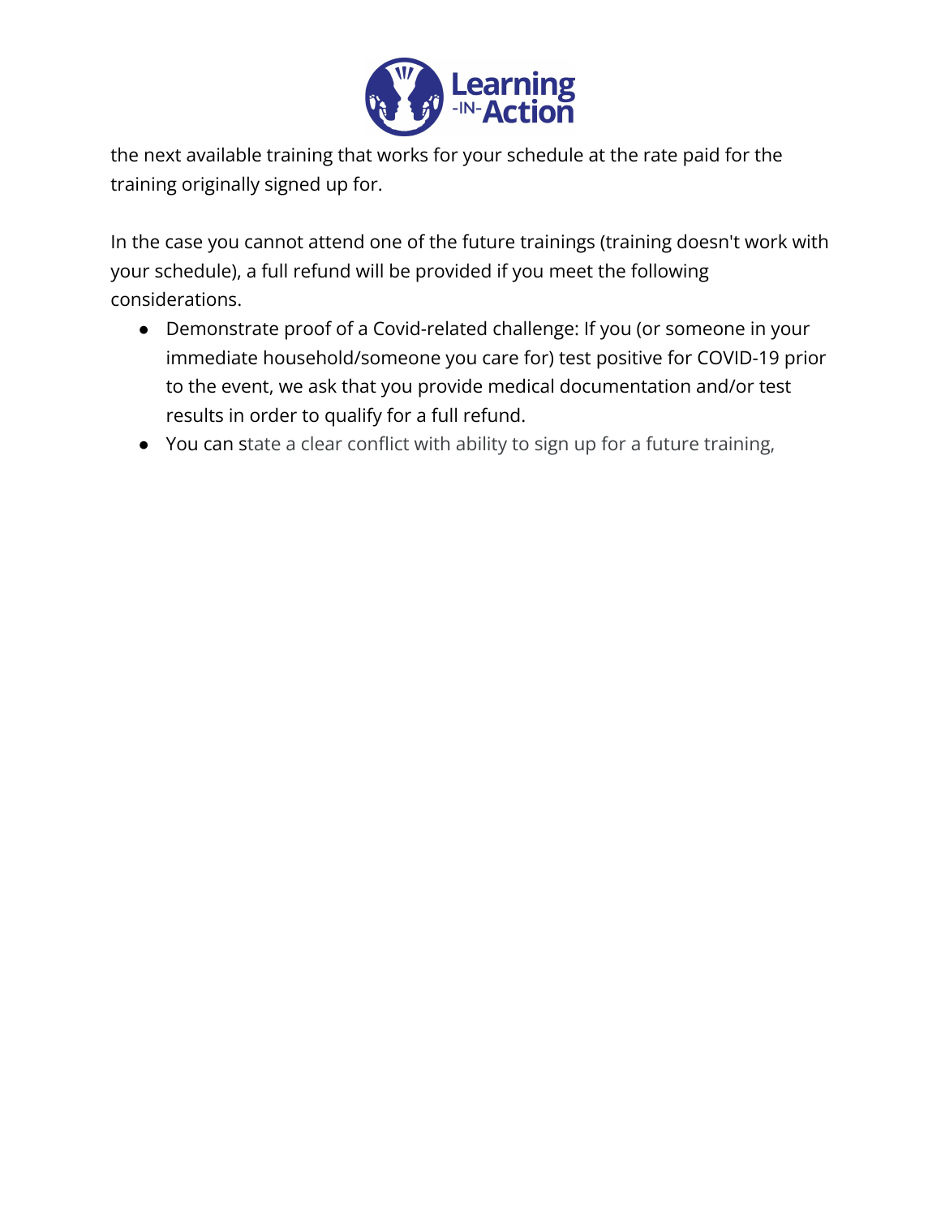the next available training that works for your schedule at the rate paid for the training originally signed up for.

In the case you cannot attend one of the future trainings (training doesn't work with your schedule), a full refund will be provided if you meet the following considerations.

- Demonstrate proof of a Covid-related challenge: If you (or someone in your immediate household/someone you care for) test positive for COVID-19 prior to the event, we ask that you provide medical documentation and/or test results in order to qualify for a full refund.
- You can state a clear conflict with ability to sign up for a future training,